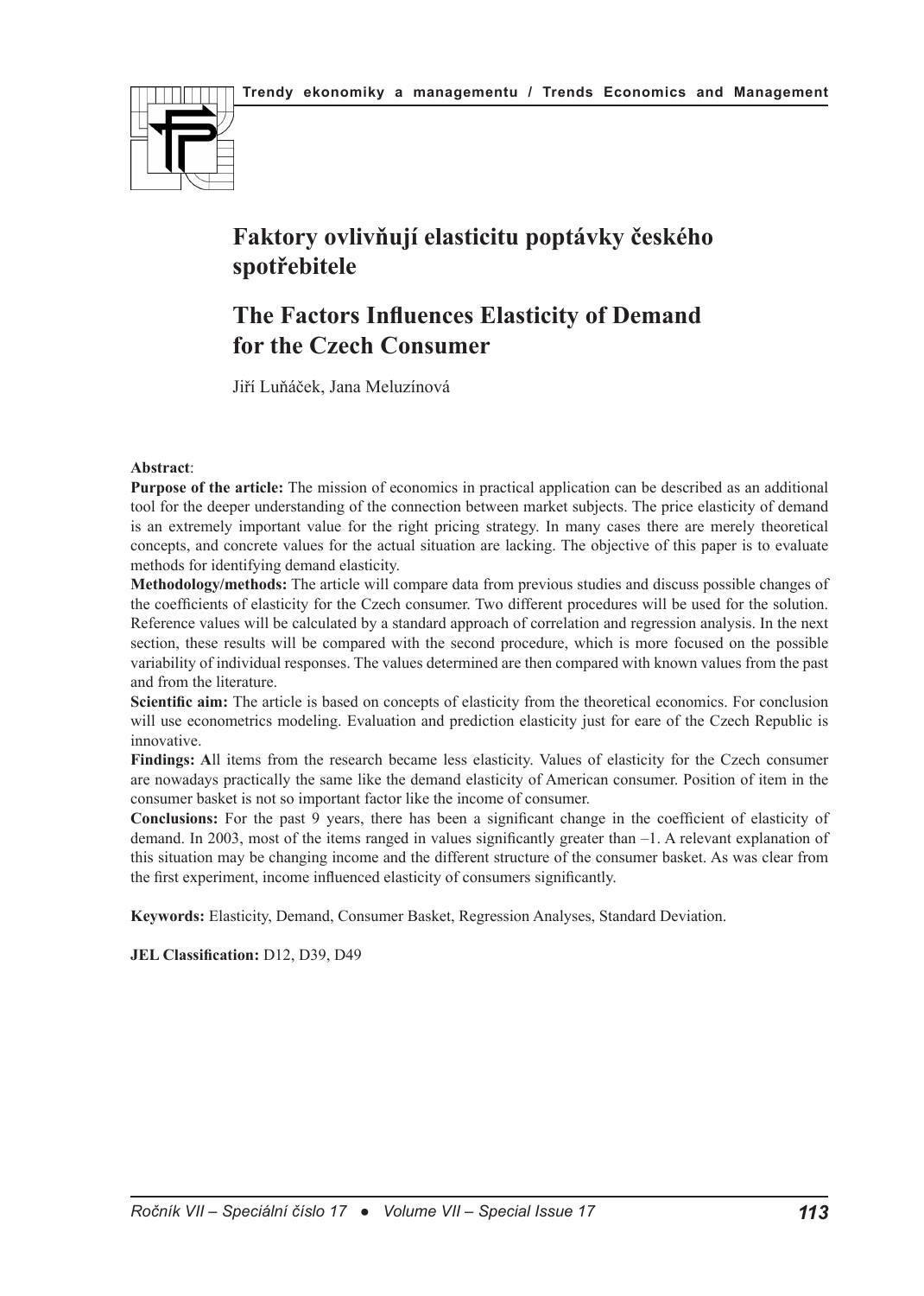# Faktory ovlivňují elasticitu poptávky českého spotřebitele

# The Factors Influences Elasticity of Demand for the Czech Consumer

Jiří Luňáček, Jana Meluzínová

**Abstract**:

**Purpose of the article:** The mission of economics in practical application can be described as an additional tool for the deeper understanding of the connection between market subjects. The price elasticity of demand is an extremely important value for the right pricing strategy. In many cases there are merely theoretical concepts, and concrete values for the actual situation are lacking. The objective of this paper is to evaluate methods for identifying demand elasticity.

**Methodology/methods:** The article will compare data from previous studies and discuss possible changes of the coefficients of elasticity for the Czech consumer. Two different procedures will be used for the solution. Reference values will be calculated by a standard approach of correlation and regression analysis. In the next section, these results will be compared with the second procedure, which is more focused on the possible variability of individual responses. The values determined are then compared with known values from the past and from the literature.

**Scientific aim:** The article is based on concepts of elasticity from the theoretical economics. For conclusion will use econometrics modeling. Evaluation and prediction elasticity just for eare of the Czech Republic is innovative.

**Findings: A**ll items from the research became less elasticity. Values of elasticity for the Czech consumer are nowadays practically the same like the demand elasticity of American consumer. Position of item in the consumer basket is not so important factor like the income of consumer.

**Conclusions:** For the past 9 years, there has been a significant change in the coefficient of elasticity of demand. In 2003, most of the items ranged in values significantly greater than –1. A relevant explanation of this situation may be changing income and the different structure of the consumer basket. As was clear from the first experiment, income influenced elasticity of consumers significantly.

**Keywords:** Elasticity, Demand, Consumer Basket, Regression Analyses, Standard Deviation.

**JEL Classification:** D12, D39, D49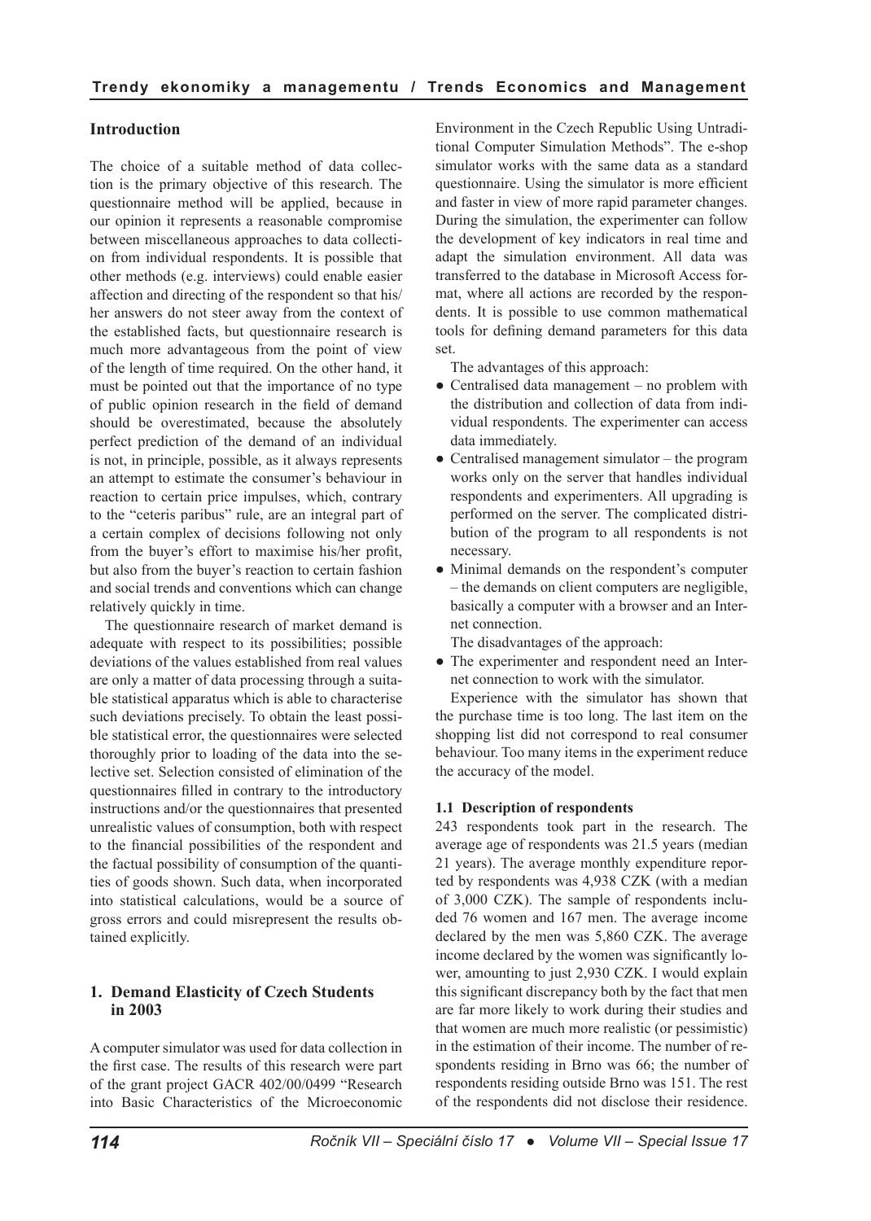## Introduction

The choice of a suitable method of data collection is the primary objective of this research. The questionnaire method will be applied, because in our opinion it represents a reasonable compromise between miscellaneous approaches to data collection from individual respondents. It is possible that other methods (e.g. interviews) could enable easier affection and directing of the respondent so that his/her answers do not steer away from the context of the established facts, but questionnaire research is much more advantageous from the point of view of the length of time required. On the other hand, it must be pointed out that the importance of no type of public opinion research in the field of demand should be overestimated, because the absolutely perfect prediction of the demand of an individual is not, in principle, possible, as it always represents an attempt to estimate the consumer's behaviour in reaction to certain price impulses, which, contrary to the "ceteris paribus" rule, are an integral part of a certain complex of decisions following not only from the buyer's effort to maximise his/her profit, but also from the buyer's reaction to certain fashion and social trends and conventions which can change relatively quickly in time.

The questionnaire research of market demand is adequate with respect to its possibilities; possible deviations of the values established from real values are only a matter of data processing through a suitable statistical apparatus which is able to characterise such deviations precisely. To obtain the least possible statistical error, the questionnaires were selected thoroughly prior to loading of the data into the selective set. Selection consisted of elimination of the questionnaires filled in contrary to the introductory instructions and/or the questionnaires that presented unrealistic values of consumption, both with respect to the financial possibilities of the respondent and the factual possibility of consumption of the quantities of goods shown. Such data, when incorporated into statistical calculations, would be a source of gross errors and could misrepresent the results obtained explicitly.

## 1. Demand Elasticity of Czech Students in 2003

A computer simulator was used for data collection in the first case. The results of this research were part of the grant project GACR 402/00/0499 "Research into Basic Characteristics of the Microeconomic Environment in the Czech Republic Using Untraditional Computer Simulation Methods". The e-shop simulator works with the same data as a standard questionnaire. Using the simulator is more efficient and faster in view of more rapid parameter changes. During the simulation, the experimenter can follow the development of key indicators in real time and adapt the simulation environment. All data was transferred to the database in Microsoft Access format, where all actions are recorded by the respondents. It is possible to use common mathematical tools for defining demand parameters for this data set.

The advantages of this approach:

- Centralised data management – no problem with the distribution and collection of data from individual respondents. The experimenter can access data immediately.
- Centralised management simulator – the program works only on the server that handles individual respondents and experimenters. All upgrading is performed on the server. The complicated distribution of the program to all respondents is not necessary.
- Minimal demands on the respondent's computer – the demands on client computers are negligible, basically a computer with a browser and an Internet connection.

The disadvantages of the approach:

- The experimenter and respondent need an Internet connection to work with the simulator.

Experience with the simulator has shown that the purchase time is too long. The last item on the shopping list did not correspond to real consumer behaviour. Too many items in the experiment reduce the accuracy of the model.

### 1.1 Description of respondents

243 respondents took part in the research. The average age of respondents was 21.5 years (median 21 years). The average monthly expenditure reported by respondents was 4,938 CZK (with a median of 3,000 CZK). The sample of respondents included 76 women and 167 men. The average income declared by the men was 5,860 CZK. The average income declared by the women was significantly lower, amounting to just 2,930 CZK. I would explain this significant discrepancy both by the fact that men are far more likely to work during their studies and that women are much more realistic (or pessimistic) in the estimation of their income. The number of respondents residing in Brno was 66; the number of respondents residing outside Brno was 151. The rest of the respondents did not disclose their residence.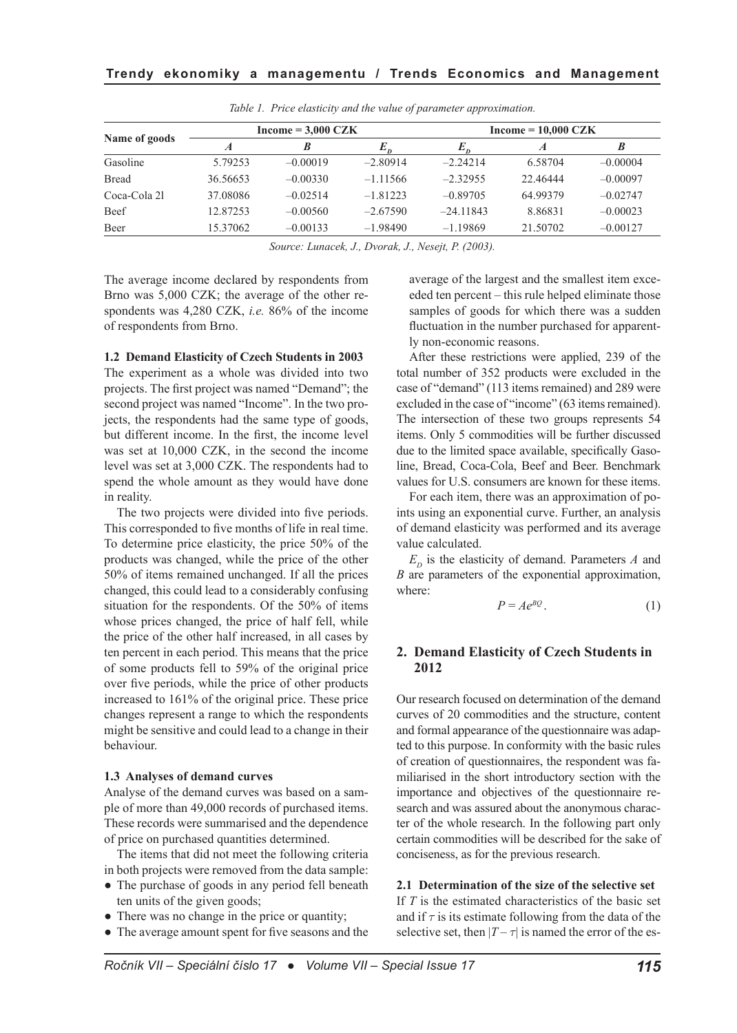Table 1. Price elasticity and the value of parameter approximation.

| Name of goods | Income = 3,000 CZK | | | Income = 10,000 CZK | | |
|---|---|---|---|---|---|---|
| | $A$ | $B$ | $E_D$ | $E_D$ | $A$ | $B$ |
| Gasoline | 5.79253 | –0.00019 | –2.80914 | –2.24214 | 6.58704 | –0.00004 |
| Bread | 36.56653 | –0.00330 | –1.11566 | –2.32955 | 22.46444 | –0.00097 |
| Coca-Cola 2l | 37.08086 | –0.02514 | –1.81223 | –0.89705 | 64.99379 | –0.02747 |
| Beef | 12.87253 | –0.00560 | –2.67590 | –24.11843 | 8.86831 | –0.00023 |
| Beer | 15.37062 | –0.00133 | –1.98490 | –1.19869 | 21.50702 | –0.00127 |

*Source: Lunacek, J., Dvorak, J., Nesejt, P. (2003).*

The average income declared by respondents from Brno was 5,000 CZK; the average of the other respondents was 4,280 CZK, *i.e.* 86% of the income of respondents from Brno.

### 1.2 Demand Elasticity of Czech Students in 2003

The experiment as a whole was divided into two projects. The first project was named "Demand"; the second project was named "Income". In the two projects, the respondents had the same type of goods, but different income. In the first, the income level was set at 10,000 CZK, in the second the income level was set at 3,000 CZK. The respondents had to spend the whole amount as they would have done in reality.

The two projects were divided into five periods. This corresponded to five months of life in real time. To determine price elasticity, the price 50% of the products was changed, while the price of the other 50% of items remained unchanged. If all the prices changed, this could lead to a considerably confusing situation for the respondents. Of the 50% of items whose prices changed, the price of half fell, while the price of the other half increased, in all cases by ten percent in each period. This means that the price of some products fell to 59% of the original price over five periods, while the price of other products increased to 161% of the original price. These price changes represent a range to which the respondents might be sensitive and could lead to a change in their behaviour.

### 1.3 Analyses of demand curves

Analyse of the demand curves was based on a sample of more than 49,000 records of purchased items. These records were summarised and the dependence of price on purchased quantities determined.

The items that did not meet the following criteria in both projects were removed from the data sample:

- The purchase of goods in any period fell beneath ten units of the given goods;
- There was no change in the price or quantity;
- The average amount spent for five seasons and the average of the largest and the smallest item exceeded ten percent – this rule helped eliminate those samples of goods for which there was a sudden fluctuation in the number purchased for apparently non-economic reasons.

After these restrictions were applied, 239 of the total number of 352 products were excluded in the case of "demand" (113 items remained) and 289 were excluded in the case of "income" (63 items remained). The intersection of these two groups represents 54 items. Only 5 commodities will be further discussed due to the limited space available, specifically Gasoline, Bread, Coca-Cola, Beef and Beer. Benchmark values for U.S. consumers are known for these items.

For each item, there was an approximation of points using an exponential curve. Further, an analysis of demand elasticity was performed and its average value calculated.

$E_D$ is the elasticity of demand. Parameters $A$ and $B$ are parameters of the exponential approximation, where:

$$P = Ae^{BQ}. \qquad (1)$$

## 2. Demand Elasticity of Czech Students in 2012

Our research focused on determination of the demand curves of 20 commodities and the structure, content and formal appearance of the questionnaire was adapted to this purpose. In conformity with the basic rules of creation of questionnaires, the respondent was familiarised in the short introductory section with the importance and objectives of the questionnaire research and was assured about the anonymous character of the whole research. In the following part only certain commodities will be described for the sake of conciseness, as for the previous research.

### 2.1 Determination of the size of the selective set

If $T$ is the estimated characteristics of the basic set and if $\tau$ is its estimate following from the data of the selective set, then $|T - \tau|$ is named the error of the es-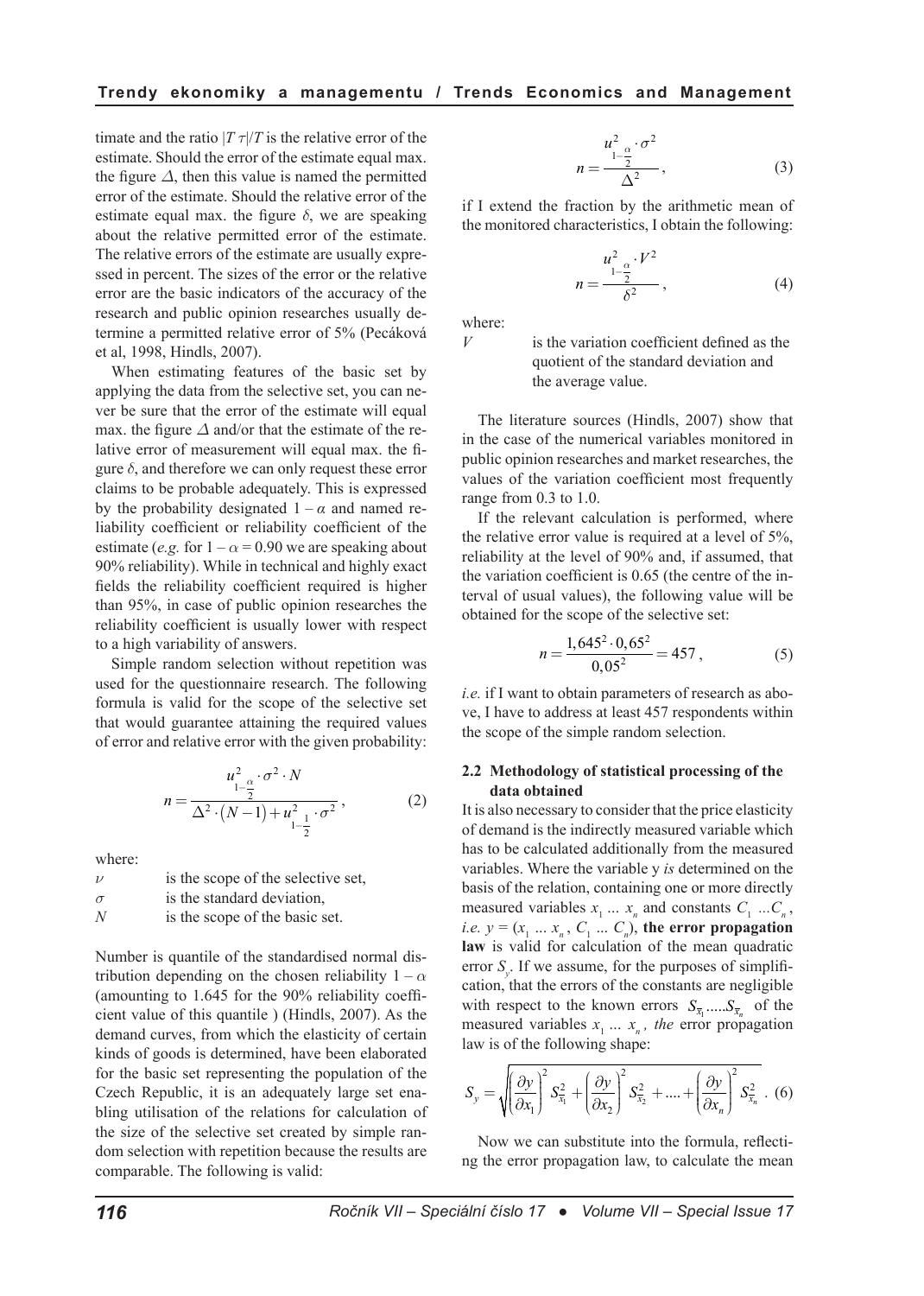timate and the ratio $|T \tau|/T$ is the relative error of the estimate. Should the error of the estimate equal max. the figure $\Delta$, then this value is named the permitted error of the estimate. Should the relative error of the estimate equal max. the figure $\delta$, we are speaking about the relative permitted error of the estimate. The relative errors of the estimate are usually expressed in percent. The sizes of the error or the relative error are the basic indicators of the accuracy of the research and public opinion researches usually determine a permitted relative error of 5% (Pecáková et al, 1998, Hindls, 2007).

When estimating features of the basic set by applying the data from the selective set, you can never be sure that the error of the estimate will equal max. the figure $\Delta$ and/or that the estimate of the relative error of measurement will equal max. the figure $\delta$, and therefore we can only request these error claims to be probable adequately. This is expressed by the probability designated $1 - \alpha$ and named reliability coefficient or reliability coefficient of the estimate (*e.g.* for $1 - \alpha = 0.90$ we are speaking about 90% reliability). While in technical and highly exact fields the reliability coefficient required is higher than 95%, in case of public opinion researches the reliability coefficient is usually lower with respect to a high variability of answers.

Simple random selection without repetition was used for the questionnaire research. The following formula is valid for the scope of the selective set that would guarantee attaining the required values of error and relative error with the given probability:

$$n = \frac{u^2_{1-\frac{\alpha}{2}} \cdot \sigma^2 \cdot N}{\Delta^2 \cdot (N-1) + u^2_{1-\frac{1}{2}} \cdot \sigma^2}, \qquad (2)$$

where:

$\nu$ is the scope of the selective set,

$\sigma$ is the standard deviation,

$N$ is the scope of the basic set.

Number is quantile of the standardised normal distribution depending on the chosen reliability $1 - \alpha$ (amounting to 1.645 for the 90% reliability coefficient value of this quantile ) (Hindls, 2007). As the demand curves, from which the elasticity of certain kinds of goods is determined, have been elaborated for the basic set representing the population of the Czech Republic, it is an adequately large set enabling utilisation of the relations for calculation of the size of the selective set created by simple random selection with repetition because the results are comparable. The following is valid:

$$n = \frac{u^2_{1-\frac{\alpha}{2}} \cdot \sigma^2}{\Delta^2}, \qquad (3)$$

if I extend the fraction by the arithmetic mean of the monitored characteristics, I obtain the following:

$$n = \frac{u^2_{1-\frac{\alpha}{2}} \cdot V^2}{\delta^2}, \qquad (4)$$

where:

$V$ is the variation coefficient defined as the quotient of the standard deviation and the average value.

The literature sources (Hindls, 2007) show that in the case of the numerical variables monitored in public opinion researches and market researches, the values of the variation coefficient most frequently range from 0.3 to 1.0.

If the relevant calculation is performed, where the relative error value is required at a level of 5%, reliability at the level of 90% and, if assumed, that the variation coefficient is 0.65 (the centre of the interval of usual values), the following value will be obtained for the scope of the selective set:

$$n = \frac{1{,}645^2 \cdot 0{,}65^2}{0{,}05^2} = 457, \qquad (5)$$

*i.e.* if I want to obtain parameters of research as above, I have to address at least 457 respondents within the scope of the simple random selection.

### 2.2 Methodology of statistical processing of the data obtained

It is also necessary to consider that the price elasticity of demand is the indirectly measured variable which has to be calculated additionally from the measured variables. Where the variable y *is* determined on the basis of the relation, containing one or more directly measured variables $x_1 \ldots x_n$ and constants $C_1 \ldots C_n$, *i.e.* $y = (x_1 \ldots x_n, C_1 \ldots C_n)$, **the error propagation law** is valid for calculation of the mean quadratic error $S_y$. If we assume, for the purposes of simplification, that the errors of the constants are negligible with respect to the known errors $S_{\bar{x}_1} \ldots S_{\bar{x}_n}$ of the measured variables $x_1 \ldots x_n$, *the* error propagation law is of the following shape:

$$S_y = \sqrt{\left(\frac{\partial y}{\partial x_1}\right)^2 S^2_{\bar{x}_1} + \left(\frac{\partial y}{\partial x_2}\right)^2 S^2_{\bar{x}_2} + \ldots + \left(\frac{\partial y}{\partial x_n}\right)^2 S^2_{\bar{x}_n}}. \qquad (6)$$

Now we can substitute into the formula, reflecting the error propagation law, to calculate the mean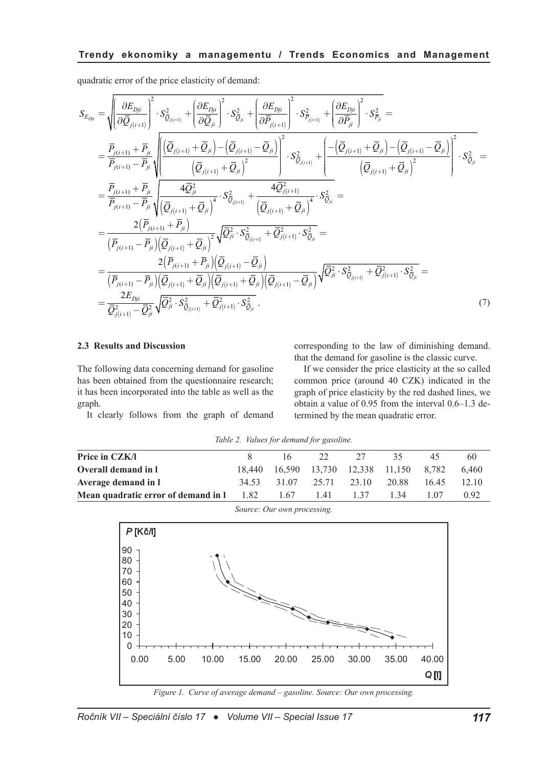quadratic error of the price elasticity of demand:

$$
\begin{aligned}
S_{E_{Dji}} &= \sqrt{\left(\frac{\partial E_{Dji}}{\partial \overline{Q}_{j(i+1)}}\right)^2 \cdot S^2_{\overline{Q}_{j(i+1)}} + \left(\frac{\partial E_{Dji}}{\partial \overline{Q}_{ji}}\right)^2 \cdot S^2_{\overline{Q}_{ji}} + \left(\frac{\partial E_{Dji}}{\partial \overline{P}_{j(i+1)}}\right)^2 \cdot S^2_{\overline{P}_{j(i+1)}} + \left(\frac{\partial E_{Dji}}{\partial \overline{P}_{ji}}\right)^2 \cdot S^2_{\overline{P}_{ji}}} = \\
&= \frac{\overline{P}_{j(i+1)} + \overline{P}_{ji}}{\overline{P}_{j(i+1)} - \overline{P}_{ji}} \sqrt{\left(\frac{\left(\overline{Q}_{j(i+1)} + \overline{Q}_{ji}\right) - \left(\overline{Q}_{j(i+1)} - \overline{Q}_{ji}\right)}{\left(\overline{Q}_{j(i+1)} + \overline{Q}_{ji}\right)^2}\right)^2 \cdot S^2_{\overline{Q}_{j(i+1)}} + \left(\frac{-\left(\overline{Q}_{j(i+1)} + \overline{Q}_{ji}\right) - \left(\overline{Q}_{j(i+1)} - \overline{Q}_{ji}\right)}{\left(\overline{Q}_{j(i+1)} + \overline{Q}_{ji}\right)^2}\right)^2 \cdot S^2_{\overline{Q}_{ji}}} = \\
&= \frac{\overline{P}_{j(i+1)} + \overline{P}_{ji}}{\overline{P}_{j(i+1)} - \overline{P}_{ji}} \sqrt{\frac{4\overline{Q}^2_{ji}}{\left(\overline{Q}_{j(i+1)} + \overline{Q}_{ji}\right)^4} \cdot S^2_{\overline{Q}_{j(i+1)}} + \frac{4\overline{Q}^2_{j(i+1)}}{\left(\overline{Q}_{j(i+1)} + \overline{Q}_{ji}\right)^4} \cdot S^2_{\overline{Q}_{ji}}} = \\
&= \frac{2\left(\overline{P}_{j(i+1)} + \overline{P}_{ji}\right)}{\left(\overline{P}_{j(i+1)} - \overline{P}_{ji}\right)\left(\overline{Q}_{j(i+1)} + \overline{Q}_{ji}\right)^2} \sqrt{\overline{Q}^2_{ji} \cdot S^2_{\overline{Q}_{j(i+1)}} + \overline{Q}^2_{j(i+1)} \cdot S^2_{\overline{Q}_{ji}}} = \\
&= \frac{2\left(\overline{P}_{j(i+1)} + \overline{P}_{ji}\right)\left(\overline{Q}_{j(i+1)} - \overline{Q}_{ji}\right)}{\left(\overline{P}_{j(i+1)} - \overline{P}_{ji}\right)\left(\overline{Q}_{j(i+1)} + \overline{Q}_{ji}\right)\left(\overline{Q}_{j(i+1)} + \overline{Q}_{ji}\right)\left(\overline{Q}_{j(i+1)} - \overline{Q}_{ji}\right)} \sqrt{\overline{Q}^2_{ji} \cdot S^2_{\overline{Q}_{j(i+1)}} + \overline{Q}^2_{j(i+1)} \cdot S^2_{\overline{Q}_{ji}}} = \\
&= \frac{2E_{Dji}}{\overline{Q}^2_{j(i+1)} - \overline{Q}^2_{ji}} \sqrt{\overline{Q}^2_{ji} \cdot S^2_{\overline{Q}_{j(i+1)}} + \overline{Q}^2_{j(i+1)} \cdot S^2_{\overline{Q}_{ji}}} \,. \qquad (7)
\end{aligned}
$$

### 2.3 Results and Discussion

The following data concerning demand for gasoline has been obtained from the questionnaire research; it has been incorporated into the table as well as the graph.

It clearly follows from the graph of demand corresponding to the law of diminishing demand. that the demand for gasoline is the classic curve.

If we consider the price elasticity at the so called common price (around 40 CZK) indicated in the graph of price elasticity by the red dashed lines, we obtain a value of 0.95 from the interval 0.6–1.3 determined by the mean quadratic error.

*Table 2. Values for demand for gasoline.*

| Price in CZK/l | 8 | 16 | 22 | 27 | 35 | 45 | 60 |
|---|---|---|---|---|---|---|---|
| **Overall demand in l** | 18,440 | 16,590 | 13,730 | 12,338 | 11,150 | 8,782 | 6,460 |
| **Average demand in l** | 34.53 | 31.07 | 25.71 | 23.10 | 20.88 | 16.45 | 12.10 |
| **Mean quadratic error of demand in l** | 1.82 | 1.67 | 1.41 | 1.37 | 1.34 | 1.07 | 0.92 |

*Source: Our own processing.*

*Figure 1. Curve of average demand – gasoline. Source: Our own processing.*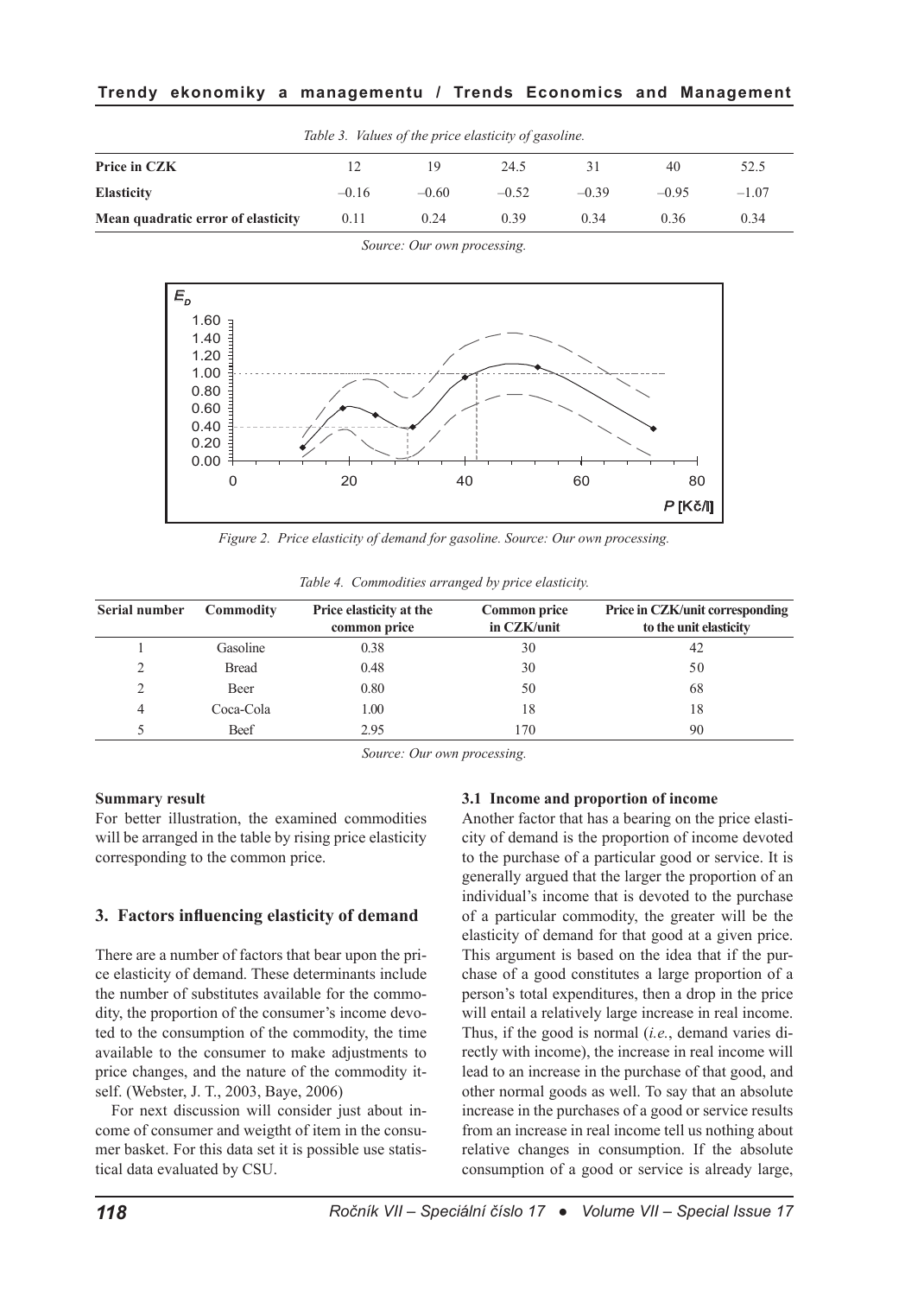*Table 3. Values of the price elasticity of gasoline.*

| Price in CZK | 12 | 19 | 24.5 | 31 | 40 | 52.5 |
|---|---|---|---|---|---|---|
| Elasticity | –0.16 | –0.60 | –0.52 | –0.39 | –0.95 | –1.07 |
| Mean quadratic error of elasticity | 0.11 | 0.24 | 0.39 | 0.34 | 0.36 | 0.34 |

*Source: Our own processing.*

*Figure 2. Price elasticity of demand for gasoline. Source: Our own processing.*

*Table 4. Commodities arranged by price elasticity.*

| Serial number | Commodity | Price elasticity at the common price | Common price in CZK/unit | Price in CZK/unit corresponding to the unit elasticity |
|---|---|---|---|---|
| 1 | Gasoline | 0.38 | 30 | 42 |
| 2 | Bread | 0.48 | 30 | 50 |
| 2 | Beer | 0.80 | 50 | 68 |
| 4 | Coca-Cola | 1.00 | 18 | 18 |
| 5 | Beef | 2.95 | 170 | 90 |

*Source: Our own processing.*

**Summary result**

For better illustration, the examined commodities will be arranged in the table by rising price elasticity corresponding to the common price.

## 3. Factors influencing elasticity of demand

There are a number of factors that bear upon the price elasticity of demand. These determinants include the number of substitutes available for the commodity, the proportion of the consumer's income devoted to the consumption of the commodity, the time available to the consumer to make adjustments to price changes, and the nature of the commodity itself. (Webster, J. T., 2003, Baye, 2006)

For next discussion will consider just about income of consumer and weigtht of item in the consumer basket. For this data set it is possible use statistical data evaluated by CSU.

### 3.1 Income and proportion of income

Another factor that has a bearing on the price elasticity of demand is the proportion of income devoted to the purchase of a particular good or service. It is generally argued that the larger the proportion of an individual's income that is devoted to the purchase of a particular commodity, the greater will be the elasticity of demand for that good at a given price. This argument is based on the idea that if the purchase of a good constitutes a large proportion of a person's total expenditures, then a drop in the price will entail a relatively large increase in real income. Thus, if the good is normal (*i.e.*, demand varies directly with income), the increase in real income will lead to an increase in the purchase of that good, and other normal goods as well. To say that an absolute increase in the purchases of a good or service results from an increase in real income tell us nothing about relative changes in consumption. If the absolute consumption of a good or service is already large,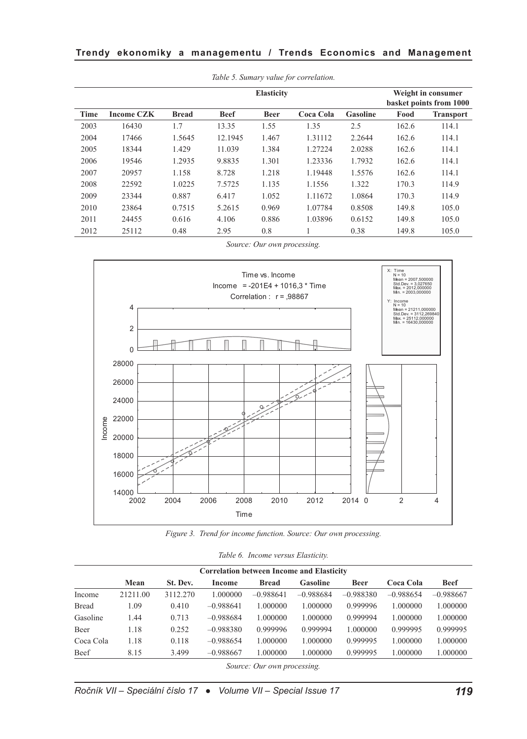*Table 5. Sumary value for correlation.*

| Time | Income CZK | Elasticity | | | | | Weight in consumer basket points from 1000 | |
|---|---|---|---|---|---|---|---|---|
| | | Bread | Beef | Beer | Coca Cola | Gasoline | Food | Transport |
| 2003 | 16430 | 1.7 | 13.35 | 1.55 | 1.35 | 2.5 | 162.6 | 114.1 |
| 2004 | 17466 | 1.5645 | 12.1945 | 1.467 | 1.31112 | 2.2644 | 162.6 | 114.1 |
| 2005 | 18344 | 1.429 | 11.039 | 1.384 | 1.27224 | 2.0288 | 162.6 | 114.1 |
| 2006 | 19546 | 1.2935 | 9.8835 | 1.301 | 1.23336 | 1.7932 | 162.6 | 114.1 |
| 2007 | 20957 | 1.158 | 8.728 | 1.218 | 1.19448 | 1.5576 | 162.6 | 114.1 |
| 2008 | 22592 | 1.0225 | 7.5725 | 1.135 | 1.1556 | 1.322 | 170.3 | 114.9 |
| 2009 | 23344 | 0.887 | 6.417 | 1.052 | 1.11672 | 1.0864 | 170.3 | 114.9 |
| 2010 | 23864 | 0.7515 | 5.2615 | 0.969 | 1.07784 | 0.8508 | 149.8 | 105.0 |
| 2011 | 24455 | 0.616 | 4.106 | 0.886 | 1.03896 | 0.6152 | 149.8 | 105.0 |
| 2012 | 25112 | 0.48 | 2.95 | 0.8 | 1 | 0.38 | 149.8 | 105.0 |

*Source: Our own processing.*

*Figure 3. Trend for income function. Source: Our own processing.*

*Table 6. Income versus Elasticity.*

| | Correlation between Income and Elasticity | | | | | | | |
|---|---|---|---|---|---|---|---|---|
| | Mean | St. Dev. | Income | Bread | Gasoline | Beer | Coca Cola | Beef |
| Income | 21211.00 | 3112.270 | 1.000000 | –0.988641 | –0.988684 | –0.988380 | –0.988654 | –0.988667 |
| Bread | 1.09 | 0.410 | –0.988641 | 1.000000 | 1.000000 | 0.999996 | 1.000000 | 1.000000 |
| Gasoline | 1.44 | 0.713 | –0.988684 | 1.000000 | 1.000000 | 0.999994 | 1.000000 | 1.000000 |
| Beer | 1.18 | 0.252 | –0.988380 | 0.999996 | 0.999994 | 1.000000 | 0.999995 | 0.999995 |
| Coca Cola | 1.18 | 0.118 | –0.988654 | 1.000000 | 1.000000 | 0.999995 | 1.000000 | 1.000000 |
| Beef | 8.15 | 3.499 | –0.988667 | 1.000000 | 1.000000 | 0.999995 | 1.000000 | 1.000000 |

*Source: Our own processing.*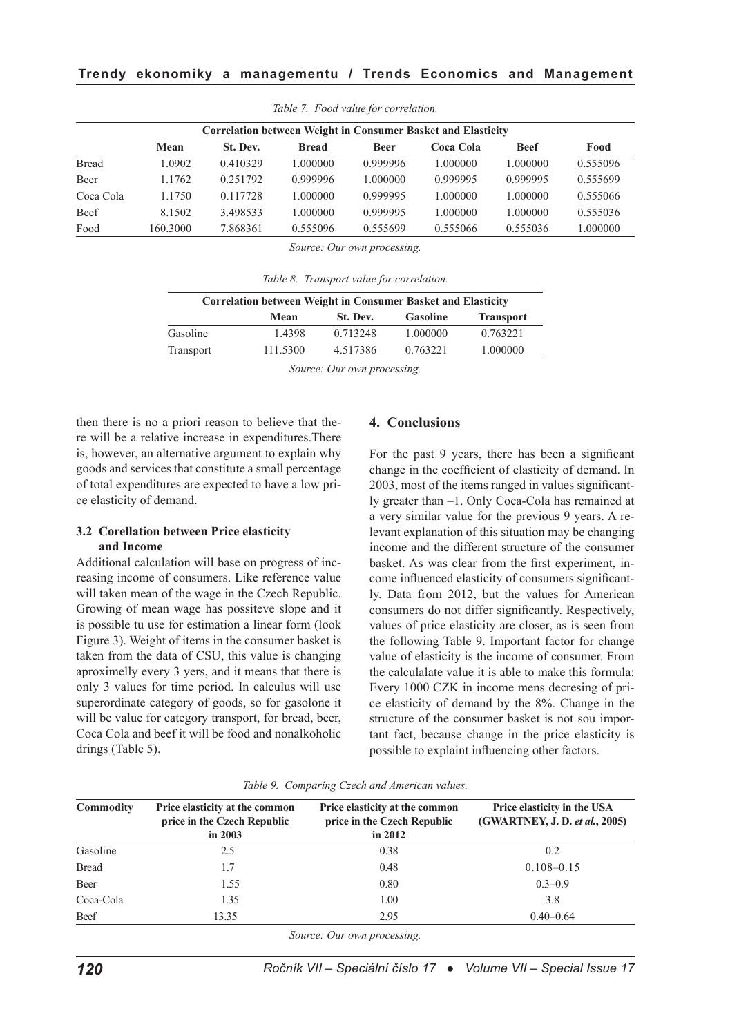*Table 7. Food value for correlation.*

| Correlation between Weight in Consumer Basket and Elasticity | | | | | | | |
|---|---|---|---|---|---|---|---|
| | **Mean** | **St. Dev.** | **Bread** | **Beer** | **Coca Cola** | **Beef** | **Food** |
| Bread | 1.0902 | 0.410329 | 1.000000 | 0.999996 | 1.000000 | 1.000000 | 0.555096 |
| Beer | 1.1762 | 0.251792 | 0.999996 | 1.000000 | 0.999995 | 0.999995 | 0.555699 |
| Coca Cola | 1.1750 | 0.117728 | 1.000000 | 0.999995 | 1.000000 | 1.000000 | 0.555066 |
| Beef | 8.1502 | 3.498533 | 1.000000 | 0.999995 | 1.000000 | 1.000000 | 0.555036 |
| Food | 160.3000 | 7.868361 | 0.555096 | 0.555699 | 0.555066 | 0.555036 | 1.000000 |

*Source: Our own processing.*

*Table 8. Transport value for correlation.*

| Correlation between Weight in Consumer Basket and Elasticity | | | | |
|---|---|---|---|---|
| | **Mean** | **St. Dev.** | **Gasoline** | **Transport** |
| Gasoline | 1.4398 | 0.713248 | 1.000000 | 0.763221 |
| Transport | 111.5300 | 4.517386 | 0.763221 | 1.000000 |

*Source: Our own processing.*

then there is no a priori reason to believe that there will be a relative increase in expenditures.There is, however, an alternative argument to explain why goods and services that constitute a small percentage of total expenditures are expected to have a low price elasticity of demand.

### 3.2 Corellation between Price elasticity and Income

Additional calculation will base on progress of increasing income of consumers. Like reference value will taken mean of the wage in the Czech Republic. Growing of mean wage has possiteve slope and it is possible tu use for estimation a linear form (look Figure 3). Weight of items in the consumer basket is taken from the data of CSU, this value is changing aproximelly every 3 yers, and it means that there is only 3 values for time period. In calculus will use superordinate category of goods, so for gasolone it will be value for category transport, for bread, beer, Coca Cola and beef it will be food and nonalkoholic drings (Table 5).

## 4. Conclusions

For the past 9 years, there has been a significant change in the coefficient of elasticity of demand. In 2003, most of the items ranged in values significantly greater than –1. Only Coca-Cola has remained at a very similar value for the previous 9 years. A relevant explanation of this situation may be changing income and the different structure of the consumer basket. As was clear from the first experiment, income influenced elasticity of consumers significantly. Data from 2012, but the values for American consumers do not differ significantly. Respectively, values of price elasticity are closer, as is seen from the following Table 9. Important factor for change value of elasticity is the income of consumer. From the calculalate value it is able to make this formula: Every 1000 CZK in income mens decresing of price elasticity of demand by the 8%. Change in the structure of the consumer basket is not sou important fact, because change in the price elasticity is possible to explaint influencing other factors.

*Table 9. Comparing Czech and American values.*

| **Commodity** | **Price elasticity at the common price in the Czech Republic in 2003** | **Price elasticity at the common price in the Czech Republic in 2012** | **Price elasticity in the USA (GWARTNEY, J. D. *et al.*, 2005)** |
|---|---|---|---|
| Gasoline | 2.5 | 0.38 | 0.2 |
| Bread | 1.7 | 0.48 | 0.108–0.15 |
| Beer | 1.55 | 0.80 | 0.3–0.9 |
| Coca-Cola | 1.35 | 1.00 | 3.8 |
| Beef | 13.35 | 2.95 | 0.40–0.64 |

*Source: Our own processing.*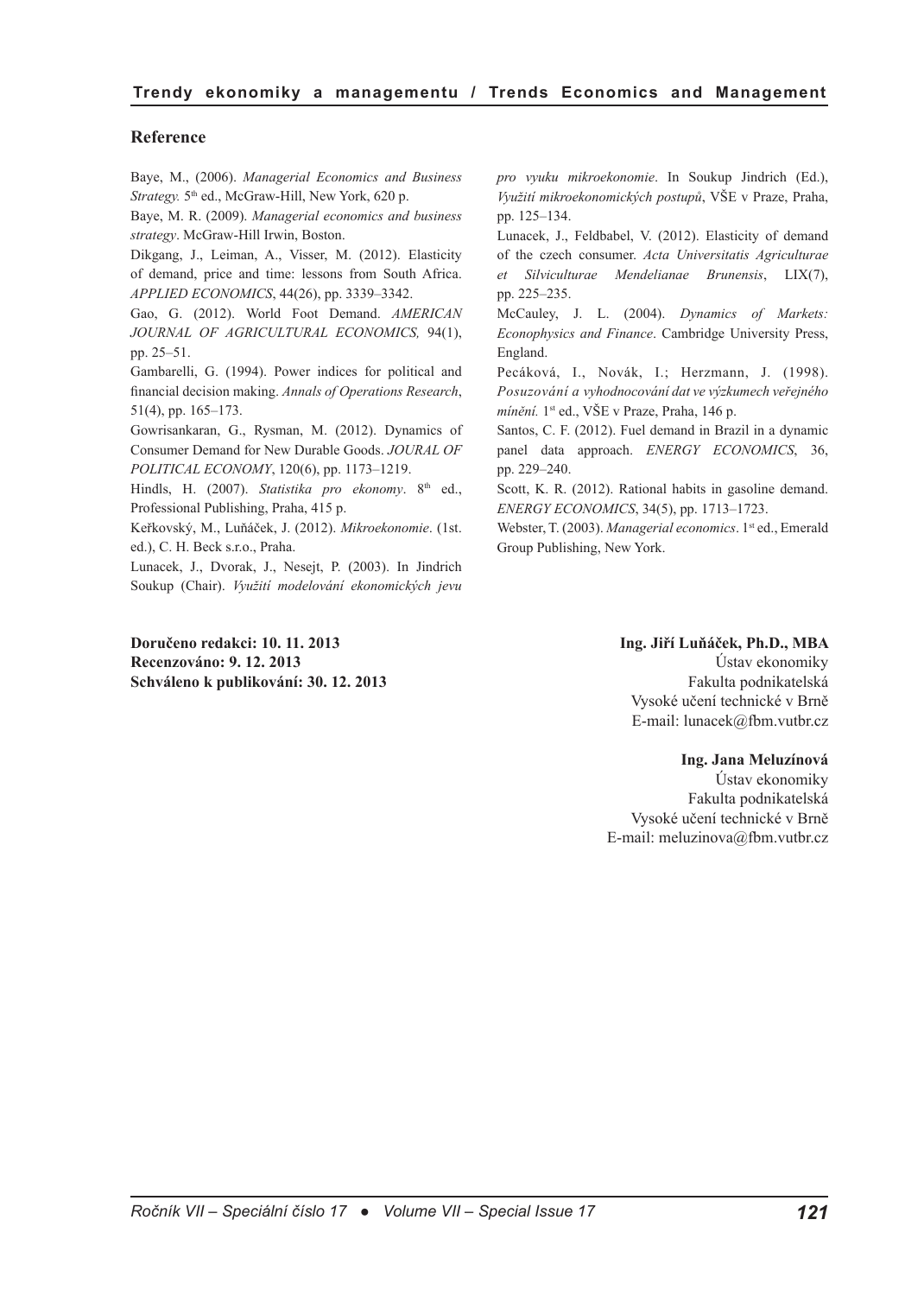## Reference

Baye, M., (2006). *Managerial Economics and Business Strategy.* 5th ed., McGraw-Hill, New York, 620 p.

Baye, M. R. (2009). *Managerial economics and business strategy*. McGraw-Hill Irwin, Boston.

Dikgang, J., Leiman, A., Visser, M. (2012). Elasticity of demand, price and time: lessons from South Africa. *APPLIED ECONOMICS*, 44(26), pp. 3339–3342.

Gao, G. (2012). World Foot Demand. *AMERICAN JOURNAL OF AGRICULTURAL ECONOMICS,* 94(1), pp. 25–51.

Gambarelli, G. (1994). Power indices for political and financial decision making. *Annals of Operations Research*, 51(4), pp. 165–173.

Gowrisankaran, G., Rysman, M. (2012). Dynamics of Consumer Demand for New Durable Goods. *JOURAL OF POLITICAL ECONOMY*, 120(6), pp. 1173–1219.

Hindls, H. (2007). *Statistika pro ekonomy*. 8th ed., Professional Publishing, Praha, 415 p.

Keřkovský, M., Luňáček, J. (2012). *Mikroekonomie*. (1st. ed.), C. H. Beck s.r.o., Praha.

Lunacek, J., Dvorak, J., Nesejt, P. (2003). In Jindrich Soukup (Chair). *Využití modelování ekonomických jevu pro vyuku mikroekonomie*. In Soukup Jindrich (Ed.), *Využití mikroekonomických postupů*, VŠE v Praze, Praha, pp. 125–134.

Lunacek, J., Feldbabel, V. (2012). Elasticity of demand of the czech consumer. *Acta Universitatis Agriculturae et Silviculturae Mendelianae Brunensis*, LIX(7), pp. 225–235.

McCauley, J. L. (2004). *Dynamics of Markets: Econophysics and Finance*. Cambridge University Press, England.

Pecáková, I., Novák, I.; Herzmann, J. (1998). *Posuzování a vyhodnocování dat ve výzkumech veřejného mínění.* 1st ed., VŠE v Praze, Praha, 146 p.

Santos, C. F. (2012). Fuel demand in Brazil in a dynamic panel data approach. *ENERGY ECONOMICS*, 36, pp. 229–240.

Scott, K. R. (2012). Rational habits in gasoline demand. *ENERGY ECONOMICS*, 34(5), pp. 1713–1723.

Webster, T. (2003). *Managerial economics*. 1st ed., Emerald Group Publishing, New York.

**Doručeno redakci: 10. 11. 2013**
**Recenzováno: 9. 12. 2013**
**Schváleno k publikování: 30. 12. 2013**

**Ing. Jiří Luňáček, Ph.D., MBA**
Ústav ekonomiky
Fakulta podnikatelská
Vysoké učení technické v Brně
E-mail: lunacek@fbm.vutbr.cz

**Ing. Jana Meluzínová**
Ústav ekonomiky
Fakulta podnikatelská
Vysoké učení technické v Brně
E-mail: meluzinova@fbm.vutbr.cz